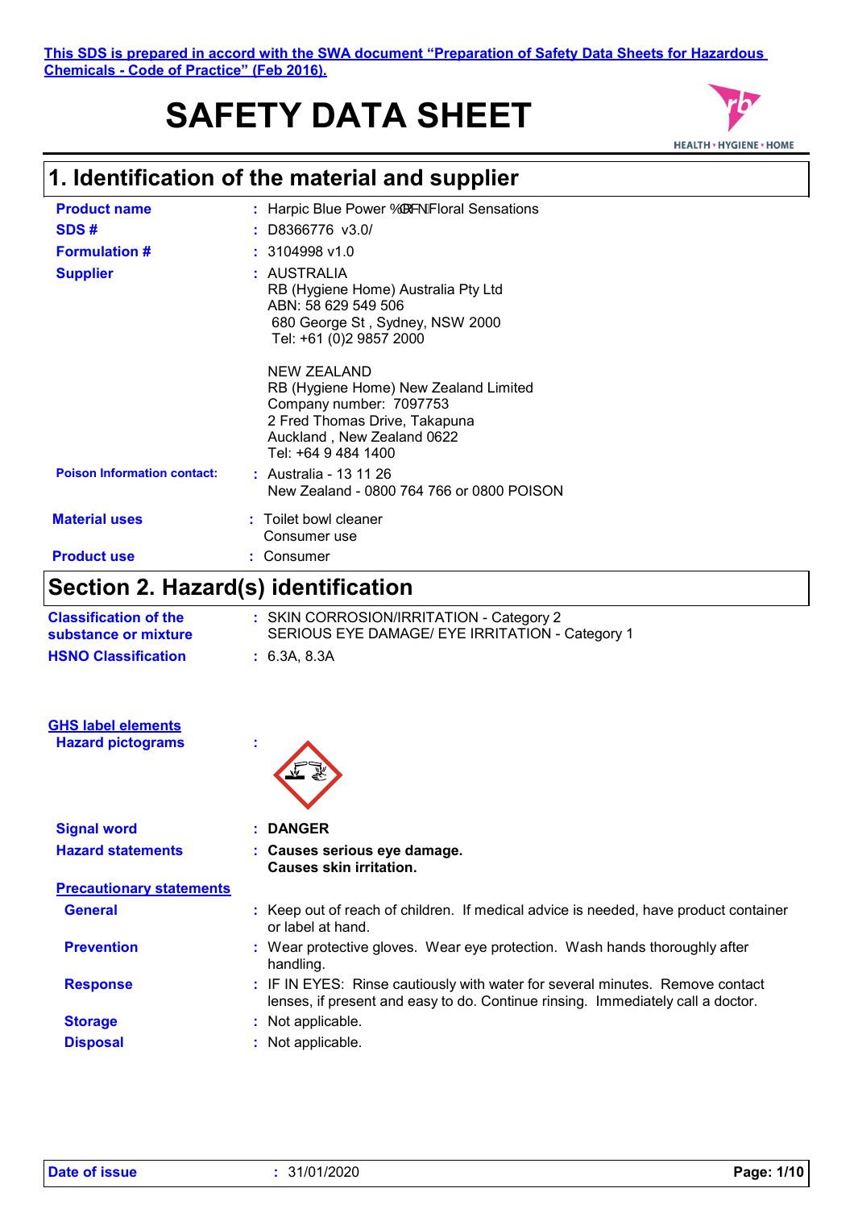This SDS is prepared in accord with the SWA document "Preparation of Safety Data Sheets for Hazardous Chemicals - Code of Practice" (Feb 2016).

# SAFETY DATA SHEET

## 1. Identification of the material and supplier

| | | |
|---|---|---|
| **Product name** | : | Harpic Blue Power %@FNFloral Sensations |
| **SDS #** | : | D8366776 v3.0/ |
| **Formulation #** | : | 3104998 v1.0 |
| **Supplier** | : | AUSTRALIA<br>RB (Hygiene Home) Australia Pty Ltd<br>ABN: 58 629 549 506<br>680 George St , Sydney, NSW 2000<br>Tel: +61 (0)2 9857 2000<br><br>NEW ZEALAND<br>RB (Hygiene Home) New Zealand Limited<br>Company number: 7097753<br>2 Fred Thomas Drive, Takapuna<br>Auckland , New Zealand 0622<br>Tel: +64 9 484 1400 |
| **Poison Information contact:** | : | Australia - 13 11 26<br>New Zealand - 0800 764 766 or 0800 POISON |
| **Material uses** | : | Toilet bowl cleaner<br>Consumer use |
| **Product use** | : | Consumer |

## Section 2. Hazard(s) identification

| | | |
|---|---|---|
| **Classification of the substance or mixture** | : | SKIN CORROSION/IRRITATION - Category 2<br>SERIOUS EYE DAMAGE/ EYE IRRITATION - Category 1 |
| **HSNO Classification** | : | 6.3A, 8.3A |

**GHS label elements**

| | | |
|---|---|---|
| **Hazard pictograms** | : | |
| **Signal word** | : | **DANGER** |
| **Hazard statements** | : | **Causes serious eye damage.**<br>**Causes skin irritation.** |

**Precautionary statements**

| | | |
|---|---|---|
| **General** | : | Keep out of reach of children. If medical advice is needed, have product container or label at hand. |
| **Prevention** | : | Wear protective gloves. Wear eye protection. Wash hands thoroughly after handling. |
| **Response** | : | IF IN EYES: Rinse cautiously with water for several minutes. Remove contact lenses, if present and easy to do. Continue rinsing. Immediately call a doctor. |
| **Storage** | : | Not applicable. |
| **Disposal** | : | Not applicable. |

**Date of issue** : 31/01/2020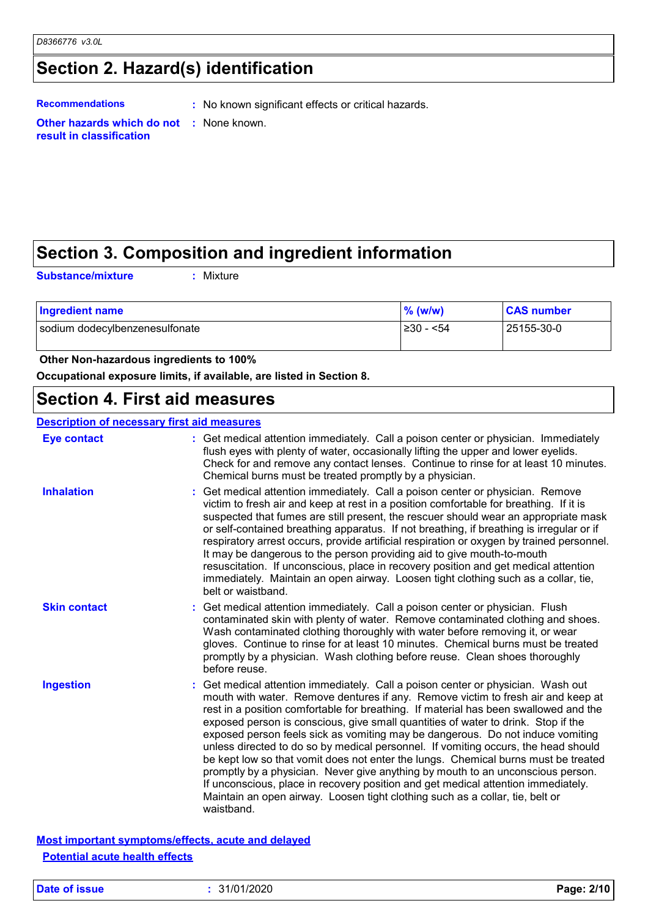## Section 2. Hazard(s) identification

**Recommendations** : No known significant effects or critical hazards.

**Other hazards which do not result in classification** : None known.

## Section 3. Composition and ingredient information

**Substance/mixture** : Mixture

| Ingredient name | % (w/w) | CAS number |
|---|---|---|
| sodium dodecylbenzenesulfonate | ≥30 - <54 | 25155-30-0 |

**Other Non-hazardous ingredients to 100%**

**Occupational exposure limits, if available, are listed in Section 8.**

## Section 4. First aid measures

### Description of necessary first aid measures

**Eye contact** : Get medical attention immediately. Call a poison center or physician. Immediately flush eyes with plenty of water, occasionally lifting the upper and lower eyelids. Check for and remove any contact lenses. Continue to rinse for at least 10 minutes. Chemical burns must be treated promptly by a physician.

**Inhalation** : Get medical attention immediately. Call a poison center or physician. Remove victim to fresh air and keep at rest in a position comfortable for breathing. If it is suspected that fumes are still present, the rescuer should wear an appropriate mask or self-contained breathing apparatus. If not breathing, if breathing is irregular or if respiratory arrest occurs, provide artificial respiration or oxygen by trained personnel. It may be dangerous to the person providing aid to give mouth-to-mouth resuscitation. If unconscious, place in recovery position and get medical attention immediately. Maintain an open airway. Loosen tight clothing such as a collar, tie, belt or waistband.

**Skin contact** : Get medical attention immediately. Call a poison center or physician. Flush contaminated skin with plenty of water. Remove contaminated clothing and shoes. Wash contaminated clothing thoroughly with water before removing it, or wear gloves. Continue to rinse for at least 10 minutes. Chemical burns must be treated promptly by a physician. Wash clothing before reuse. Clean shoes thoroughly before reuse.

**Ingestion** : Get medical attention immediately. Call a poison center or physician. Wash out mouth with water. Remove dentures if any. Remove victim to fresh air and keep at rest in a position comfortable for breathing. If material has been swallowed and the exposed person is conscious, give small quantities of water to drink. Stop if the exposed person feels sick as vomiting may be dangerous. Do not induce vomiting unless directed to do so by medical personnel. If vomiting occurs, the head should be kept low so that vomit does not enter the lungs. Chemical burns must be treated promptly by a physician. Never give anything by mouth to an unconscious person. If unconscious, place in recovery position and get medical attention immediately. Maintain an open airway. Loosen tight clothing such as a collar, tie, belt or waistband.

### Most important symptoms/effects, acute and delayed

#### Potential acute health effects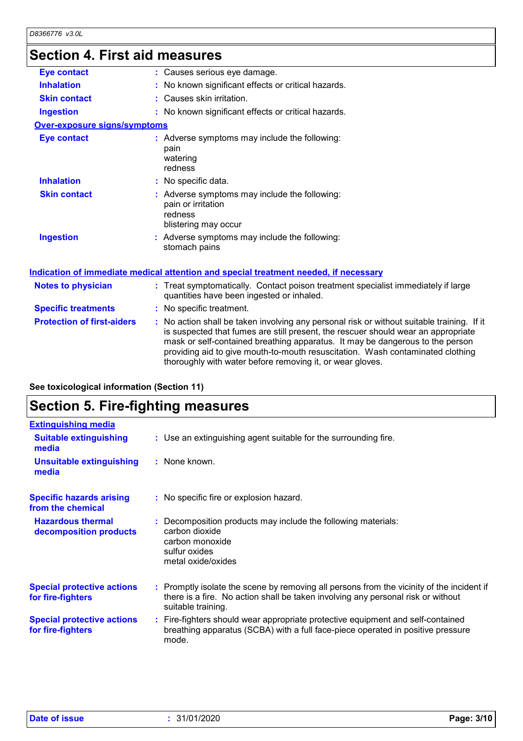## Section 4. First aid measures

| | |
|---|---|
| **Eye contact** | : Causes serious eye damage. |
| **Inhalation** | : No known significant effects or critical hazards. |
| **Skin contact** | : Causes skin irritation. |
| **Ingestion** | : No known significant effects or critical hazards. |

**Over-exposure signs/symptoms**

| | |
|---|---|
| **Eye contact** | : Adverse symptoms may include the following:<br>pain<br>watering<br>redness |
| **Inhalation** | : No specific data. |
| **Skin contact** | : Adverse symptoms may include the following:<br>pain or irritation<br>redness<br>blistering may occur |
| **Ingestion** | : Adverse symptoms may include the following:<br>stomach pains |

**Indication of immediate medical attention and special treatment needed, if necessary**

| | |
|---|---|
| **Notes to physician** | : Treat symptomatically. Contact poison treatment specialist immediately if large quantities have been ingested or inhaled. |
| **Specific treatments** | : No specific treatment. |
| **Protection of first-aiders** | : No action shall be taken involving any personal risk or without suitable training. If it is suspected that fumes are still present, the rescuer should wear an appropriate mask or self-contained breathing apparatus. It may be dangerous to the person providing aid to give mouth-to-mouth resuscitation. Wash contaminated clothing thoroughly with water before removing it, or wear gloves. |

**See toxicological information (Section 11)**

## Section 5. Fire-fighting measures

**Extinguishing media**

| | |
|---|---|
| **Suitable extinguishing media** | : Use an extinguishing agent suitable for the surrounding fire. |
| **Unsuitable extinguishing media** | : None known. |
| **Specific hazards arising from the chemical** | : No specific fire or explosion hazard. |
| **Hazardous thermal decomposition products** | : Decomposition products may include the following materials:<br>carbon dioxide<br>carbon monoxide<br>sulfur oxides<br>metal oxide/oxides |
| **Special protective actions for fire-fighters** | : Promptly isolate the scene by removing all persons from the vicinity of the incident if there is a fire. No action shall be taken involving any personal risk or without suitable training. |
| **Special protective actions for fire-fighters** | : Fire-fighters should wear appropriate protective equipment and self-contained breathing apparatus (SCBA) with a full face-piece operated in positive pressure mode. |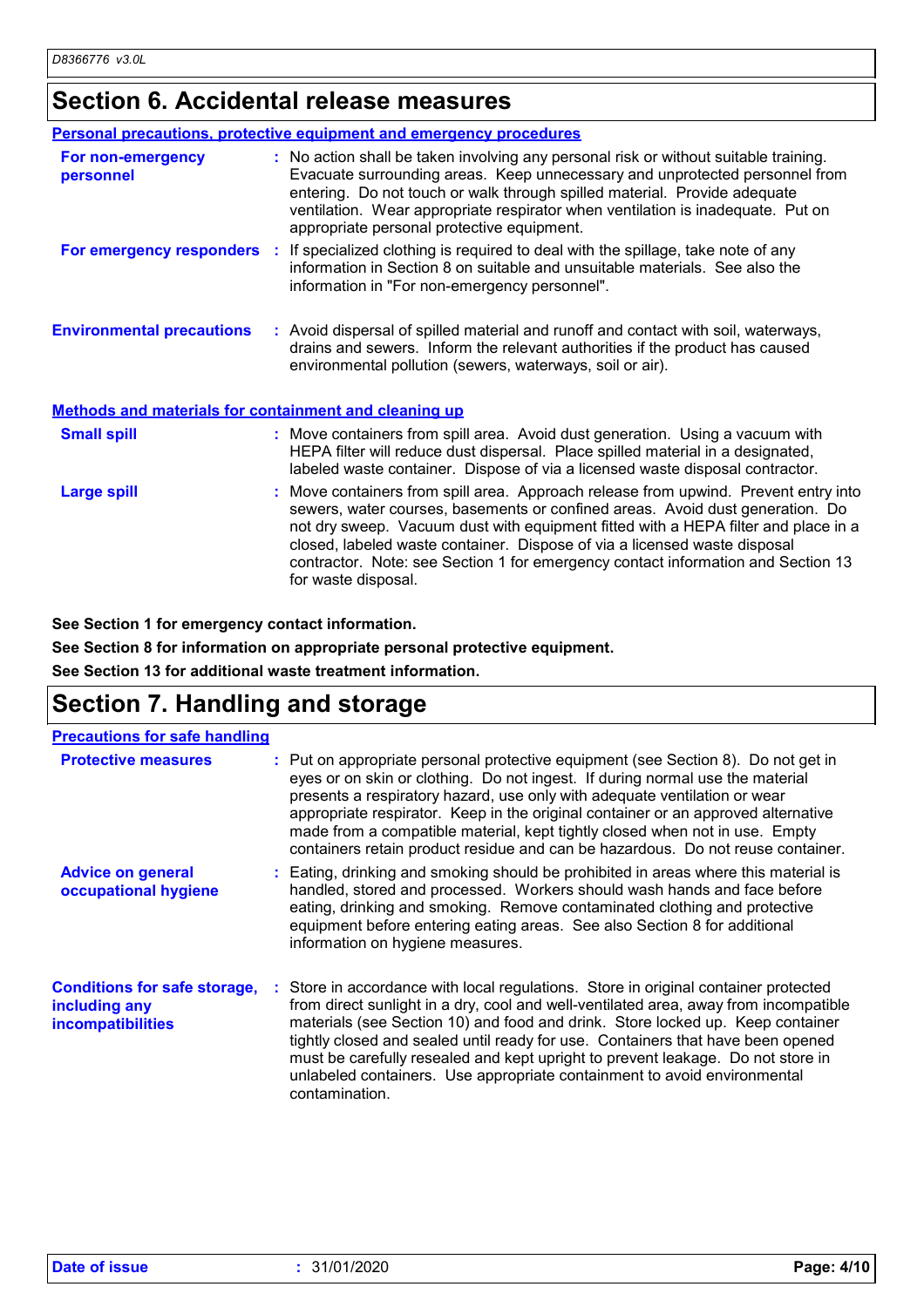## Section 6. Accidental release measures

### Personal precautions, protective equipment and emergency procedures

**For non-emergency personnel** : No action shall be taken involving any personal risk or without suitable training. Evacuate surrounding areas. Keep unnecessary and unprotected personnel from entering. Do not touch or walk through spilled material. Provide adequate ventilation. Wear appropriate respirator when ventilation is inadequate. Put on appropriate personal protective equipment.

**For emergency responders** : If specialized clothing is required to deal with the spillage, take note of any information in Section 8 on suitable and unsuitable materials. See also the information in "For non-emergency personnel".

**Environmental precautions** : Avoid dispersal of spilled material and runoff and contact with soil, waterways, drains and sewers. Inform the relevant authorities if the product has caused environmental pollution (sewers, waterways, soil or air).

### Methods and materials for containment and cleaning up

**Small spill** : Move containers from spill area. Avoid dust generation. Using a vacuum with HEPA filter will reduce dust dispersal. Place spilled material in a designated, labeled waste container. Dispose of via a licensed waste disposal contractor.

**Large spill** : Move containers from spill area. Approach release from upwind. Prevent entry into sewers, water courses, basements or confined areas. Avoid dust generation. Do not dry sweep. Vacuum dust with equipment fitted with a HEPA filter and place in a closed, labeled waste container. Dispose of via a licensed waste disposal contractor. Note: see Section 1 for emergency contact information and Section 13 for waste disposal.

**See Section 1 for emergency contact information.**

**See Section 8 for information on appropriate personal protective equipment.**

**See Section 13 for additional waste treatment information.**

## Section 7. Handling and storage

### Precautions for safe handling

**Protective measures** : Put on appropriate personal protective equipment (see Section 8). Do not get in eyes or on skin or clothing. Do not ingest. If during normal use the material presents a respiratory hazard, use only with adequate ventilation or wear appropriate respirator. Keep in the original container or an approved alternative made from a compatible material, kept tightly closed when not in use. Empty containers retain product residue and can be hazardous. Do not reuse container.

**Advice on general occupational hygiene** : Eating, drinking and smoking should be prohibited in areas where this material is handled, stored and processed. Workers should wash hands and face before eating, drinking and smoking. Remove contaminated clothing and protective equipment before entering eating areas. See also Section 8 for additional information on hygiene measures.

**Conditions for safe storage, including any incompatibilities** : Store in accordance with local regulations. Store in original container protected from direct sunlight in a dry, cool and well-ventilated area, away from incompatible materials (see Section 10) and food and drink. Store locked up. Keep container tightly closed and sealed until ready for use. Containers that have been opened must be carefully resealed and kept upright to prevent leakage. Do not store in unlabeled containers. Use appropriate containment to avoid environmental contamination.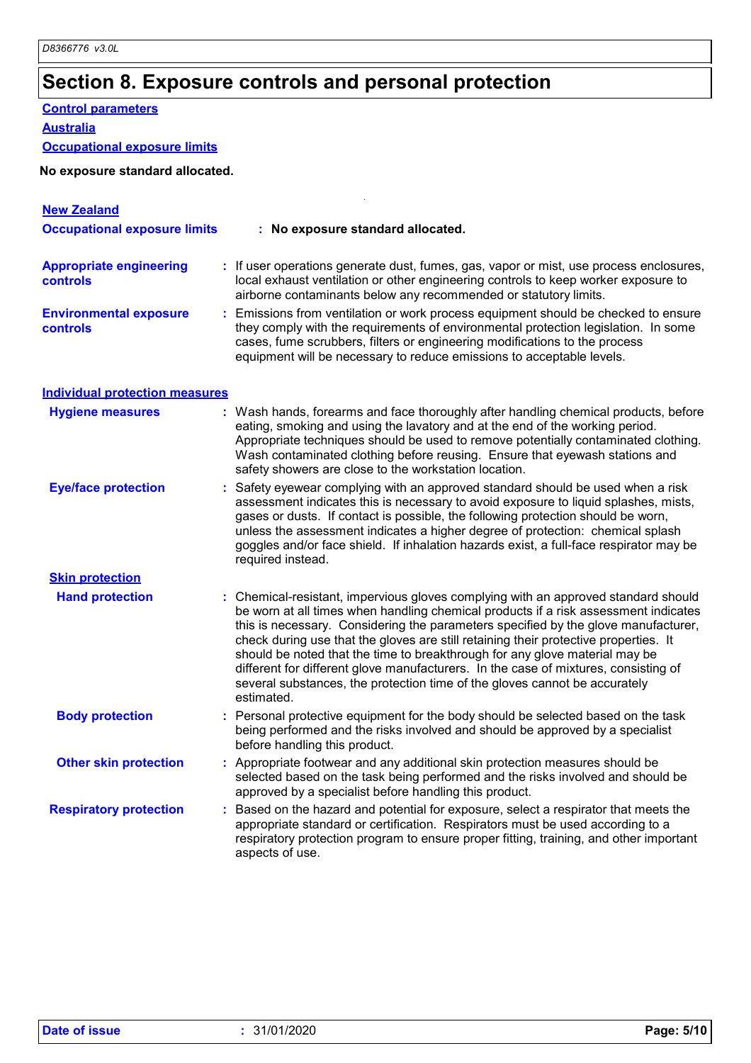# Section 8. Exposure controls and personal protection

**Control parameters**

**Australia**

**Occupational exposure limits**

**No exposure standard allocated.**

**New Zealand**

**Occupational exposure limits** : **No exposure standard allocated.**

**Appropriate engineering controls** : If user operations generate dust, fumes, gas, vapor or mist, use process enclosures, local exhaust ventilation or other engineering controls to keep worker exposure to airborne contaminants below any recommended or statutory limits.

**Environmental exposure controls** : Emissions from ventilation or work process equipment should be checked to ensure they comply with the requirements of environmental protection legislation. In some cases, fume scrubbers, filters or engineering modifications to the process equipment will be necessary to reduce emissions to acceptable levels.

**Individual protection measures**

**Hygiene measures** : Wash hands, forearms and face thoroughly after handling chemical products, before eating, smoking and using the lavatory and at the end of the working period. Appropriate techniques should be used to remove potentially contaminated clothing. Wash contaminated clothing before reusing. Ensure that eyewash stations and safety showers are close to the workstation location.

**Eye/face protection** : Safety eyewear complying with an approved standard should be used when a risk assessment indicates this is necessary to avoid exposure to liquid splashes, mists, gases or dusts. If contact is possible, the following protection should be worn, unless the assessment indicates a higher degree of protection: chemical splash goggles and/or face shield. If inhalation hazards exist, a full-face respirator may be required instead.

**Skin protection**

**Hand protection** : Chemical-resistant, impervious gloves complying with an approved standard should be worn at all times when handling chemical products if a risk assessment indicates this is necessary. Considering the parameters specified by the glove manufacturer, check during use that the gloves are still retaining their protective properties. It should be noted that the time to breakthrough for any glove material may be different for different glove manufacturers. In the case of mixtures, consisting of several substances, the protection time of the gloves cannot be accurately estimated.

**Body protection** : Personal protective equipment for the body should be selected based on the task being performed and the risks involved and should be approved by a specialist before handling this product.

**Other skin protection** : Appropriate footwear and any additional skin protection measures should be selected based on the task being performed and the risks involved and should be approved by a specialist before handling this product.

**Respiratory protection** : Based on the hazard and potential for exposure, select a respirator that meets the appropriate standard or certification. Respirators must be used according to a respiratory protection program to ensure proper fitting, training, and other important aspects of use.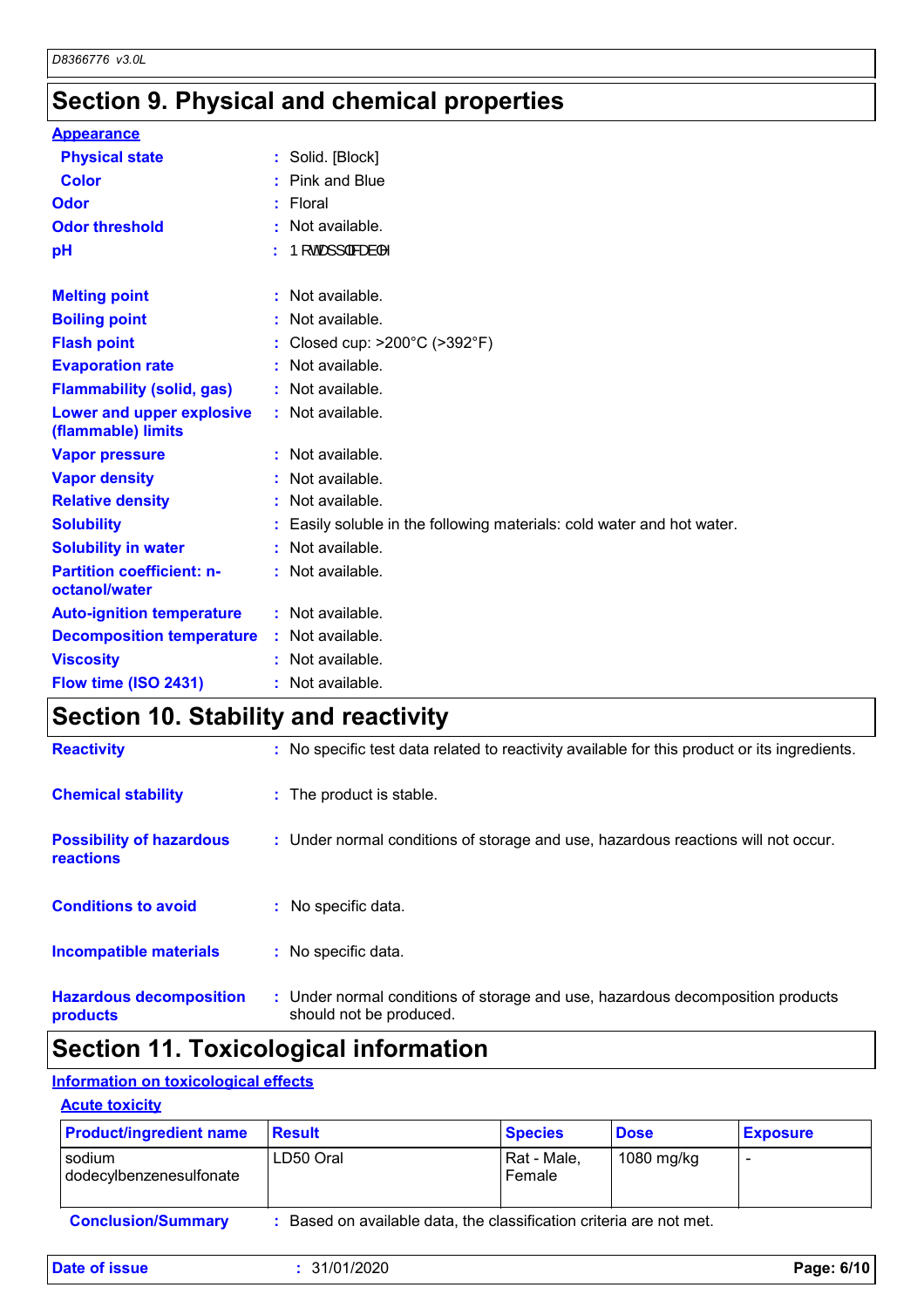# Section 9. Physical and chemical properties

**Appearance**

| | | |
|---|---|---|
| **Physical state** | : | Solid. [Block] |
| **Color** | : | Pink and Blue |
| **Odor** | : | Floral |
| **Odor threshold** | : | Not available. |
| **pH** | : | 1 RWDSSOLFDEOH |
| **Melting point** | : | Not available. |
| **Boiling point** | : | Not available. |
| **Flash point** | : | Closed cup: >200°C (>392°F) |
| **Evaporation rate** | : | Not available. |
| **Flammability (solid, gas)** | : | Not available. |
| **Lower and upper explosive (flammable) limits** | : | Not available. |
| **Vapor pressure** | : | Not available. |
| **Vapor density** | : | Not available. |
| **Relative density** | : | Not available. |
| **Solubility** | : | Easily soluble in the following materials: cold water and hot water. |
| **Solubility in water** | : | Not available. |
| **Partition coefficient: n-octanol/water** | : | Not available. |
| **Auto-ignition temperature** | : | Not available. |
| **Decomposition temperature** | : | Not available. |
| **Viscosity** | : | Not available. |
| **Flow time (ISO 2431)** | : | Not available. |

# Section 10. Stability and reactivity

| | | |
|---|---|---|
| **Reactivity** | : | No specific test data related to reactivity available for this product or its ingredients. |
| **Chemical stability** | : | The product is stable. |
| **Possibility of hazardous reactions** | : | Under normal conditions of storage and use, hazardous reactions will not occur. |
| **Conditions to avoid** | : | No specific data. |
| **Incompatible materials** | : | No specific data. |
| **Hazardous decomposition products** | : | Under normal conditions of storage and use, hazardous decomposition products should not be produced. |

# Section 11. Toxicological information

**Information on toxicological effects**

**Acute toxicity**

| Product/ingredient name | Result | Species | Dose | Exposure |
|---|---|---|---|---|
| sodium dodecylbenzenesulfonate | LD50 Oral | Rat - Male, Female | 1080 mg/kg | - |

**Conclusion/Summary** : Based on available data, the classification criteria are not met.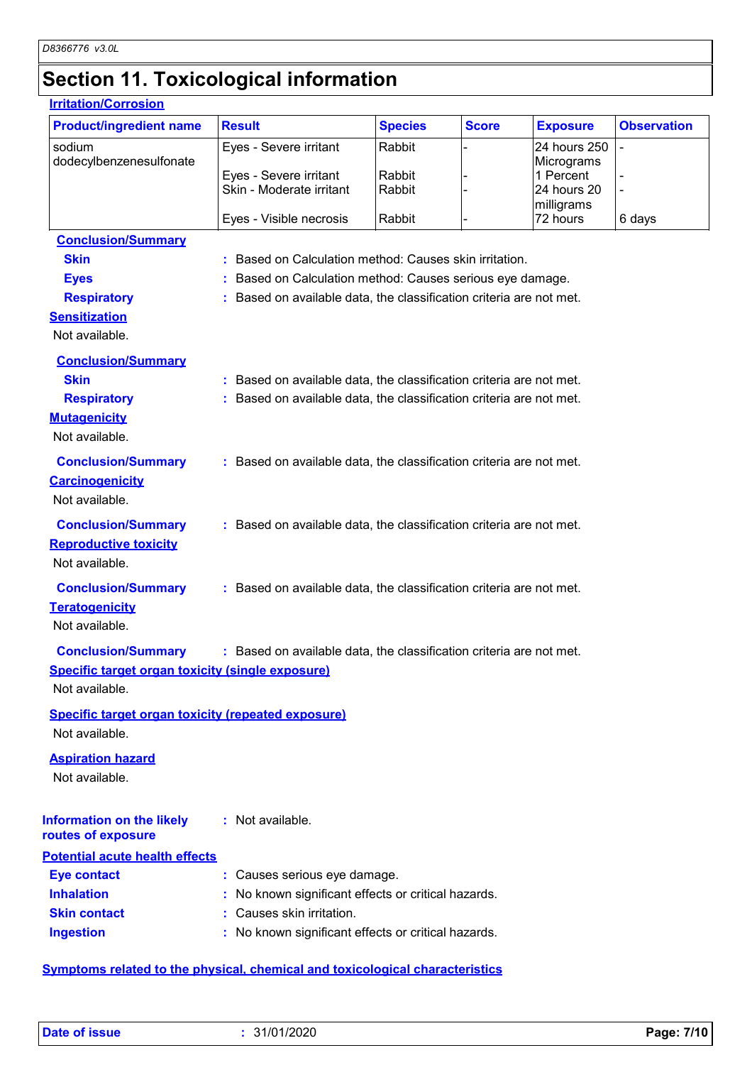# Section 11. Toxicological information

**Irritation/Corrosion**

| Product/ingredient name | Result | Species | Score | Exposure | Observation |
|---|---|---|---|---|---|
| sodium dodecylbenzenesulfonate | Eyes - Severe irritant | Rabbit | - | 24 hours 250 Micrograms | - |
| | Eyes - Severe irritant | Rabbit | - | 1 Percent | - |
| | Skin - Moderate irritant | Rabbit | - | 24 hours 20 milligrams | - |
| | Eyes - Visible necrosis | Rabbit | - | 72 hours | 6 days |

**Conclusion/Summary**

**Skin** : Based on Calculation method: Causes skin irritation.

**Eyes** : Based on Calculation method: Causes serious eye damage.

**Respiratory** : Based on available data, the classification criteria are not met.

**Sensitization**

Not available.

**Conclusion/Summary**

**Skin** : Based on available data, the classification criteria are not met.

**Respiratory** : Based on available data, the classification criteria are not met.

**Mutagenicity**

Not available.

**Conclusion/Summary** : Based on available data, the classification criteria are not met.

**Carcinogenicity**

Not available.

**Conclusion/Summary** : Based on available data, the classification criteria are not met.

**Reproductive toxicity**

Not available.

**Conclusion/Summary** : Based on available data, the classification criteria are not met.

**Teratogenicity**

Not available.

**Conclusion/Summary** : Based on available data, the classification criteria are not met.

**Specific target organ toxicity (single exposure)**

Not available.

**Specific target organ toxicity (repeated exposure)**

Not available.

**Aspiration hazard**

Not available.

**Information on the likely routes of exposure** : Not available.

**Potential acute health effects**

**Eye contact** : Causes serious eye damage.

**Inhalation** : No known significant effects or critical hazards.

**Skin contact** : Causes skin irritation.

**Ingestion** : No known significant effects or critical hazards.

**Symptoms related to the physical, chemical and toxicological characteristics**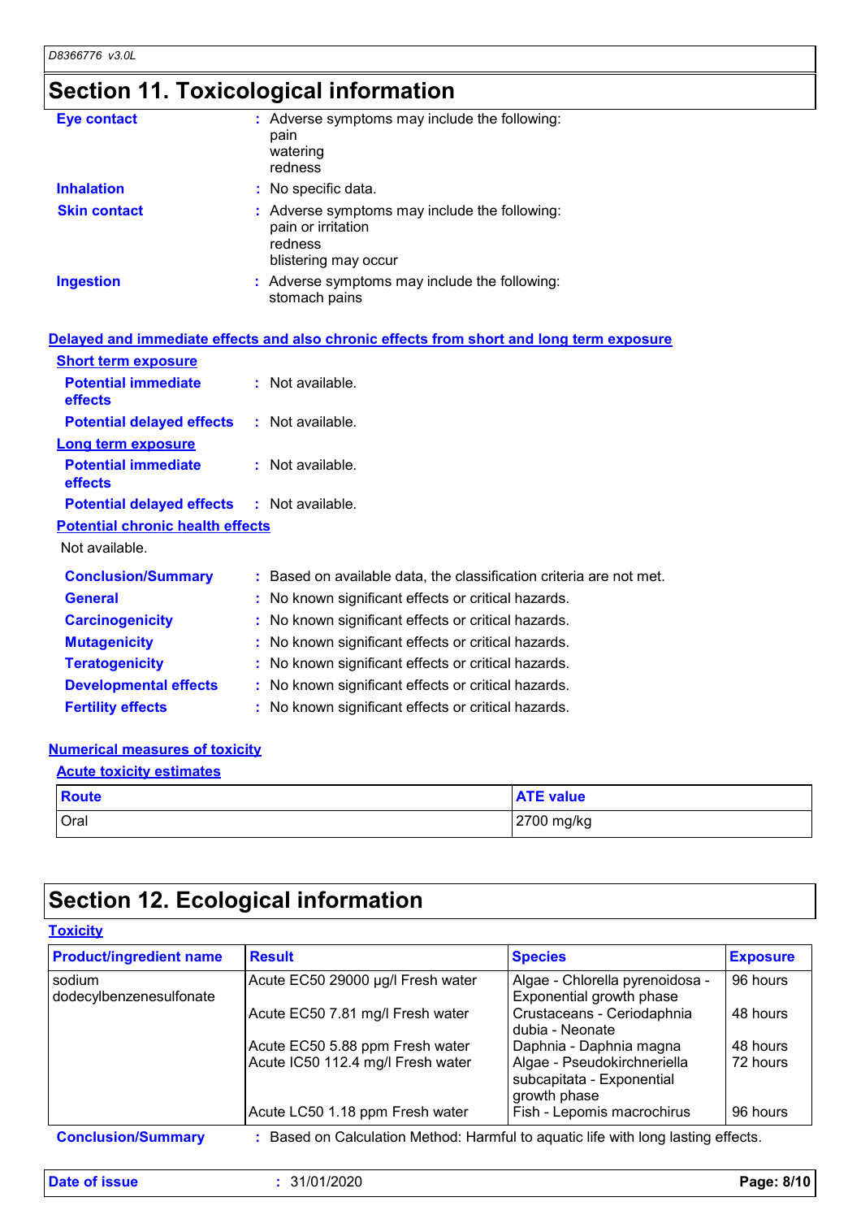# Section 11. Toxicological information

**Eye contact** : Adverse symptoms may include the following:
pain
watering
redness

**Inhalation** : No specific data.

**Skin contact** : Adverse symptoms may include the following:
pain or irritation
redness
blistering may occur

**Ingestion** : Adverse symptoms may include the following:
stomach pains

## Delayed and immediate effects and also chronic effects from short and long term exposure

### Short term exposure

**Potential immediate effects** : Not available.

**Potential delayed effects** : Not available.

### Long term exposure

**Potential immediate effects** : Not available.

**Potential delayed effects** : Not available.

### Potential chronic health effects

Not available.

**Conclusion/Summary** : Based on available data, the classification criteria are not met.

**General** : No known significant effects or critical hazards.

**Carcinogenicity** : No known significant effects or critical hazards.

**Mutagenicity** : No known significant effects or critical hazards.

**Teratogenicity** : No known significant effects or critical hazards.

**Developmental effects** : No known significant effects or critical hazards.

**Fertility effects** : No known significant effects or critical hazards.

## Numerical measures of toxicity

### Acute toxicity estimates

| Route | ATE value |
|---|---|
| Oral | 2700 mg/kg |

# Section 12. Ecological information

## Toxicity

| Product/ingredient name | Result | Species | Exposure |
|---|---|---|---|
| sodium dodecylbenzenesulfonate | Acute EC50 29000 µg/l Fresh water | Algae - Chlorella pyrenoidosa - Exponential growth phase | 96 hours |
| | Acute EC50 7.81 mg/l Fresh water | Crustaceans - Ceriodaphnia dubia - Neonate | 48 hours |
| | Acute EC50 5.88 ppm Fresh water | Daphnia - Daphnia magna | 48 hours |
| | Acute IC50 112.4 mg/l Fresh water | Algae - Pseudokirchneriella subcapitata - Exponential growth phase | 72 hours |
| | Acute LC50 1.18 ppm Fresh water | Fish - Lepomis macrochirus | 96 hours |

**Conclusion/Summary** : Based on Calculation Method: Harmful to aquatic life with long lasting effects.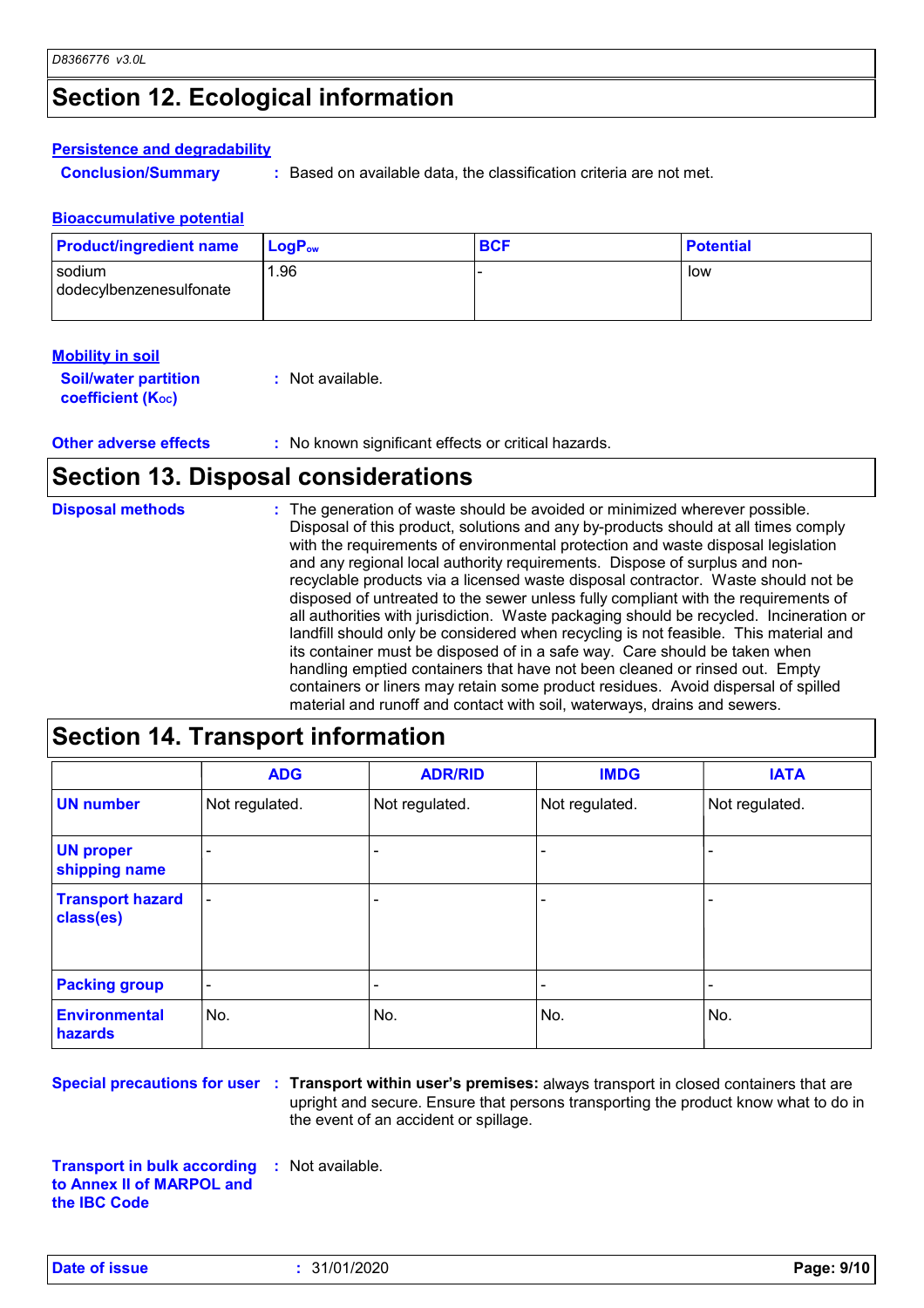## Section 12. Ecological information

### Persistence and degradability

**Conclusion/Summary** : Based on available data, the classification criteria are not met.

### Bioaccumulative potential

| Product/ingredient name | $LogP_{ow}$ | BCF | Potential |
|---|---|---|---|
| sodium dodecylbenzenesulfonate | 1.96 | - | low |

### Mobility in soil

**Soil/water partition coefficient ($K_{OC}$)** : Not available.

**Other adverse effects** : No known significant effects or critical hazards.

## Section 13. Disposal considerations

**Disposal methods** : The generation of waste should be avoided or minimized wherever possible. Disposal of this product, solutions and any by-products should at all times comply with the requirements of environmental protection and waste disposal legislation and any regional local authority requirements. Dispose of surplus and non-recyclable products via a licensed waste disposal contractor. Waste should not be disposed of untreated to the sewer unless fully compliant with the requirements of all authorities with jurisdiction. Waste packaging should be recycled. Incineration or landfill should only be considered when recycling is not feasible. This material and its container must be disposed of in a safe way. Care should be taken when handling emptied containers that have not been cleaned or rinsed out. Empty containers or liners may retain some product residues. Avoid dispersal of spilled material and runoff and contact with soil, waterways, drains and sewers.

## Section 14. Transport information

| | ADG | ADR/RID | IMDG | IATA |
|---|---|---|---|---|
| UN number | Not regulated. | Not regulated. | Not regulated. | Not regulated. |
| UN proper shipping name | - | - | - | - |
| Transport hazard class(es) | - | - | - | - |
| Packing group | - | - | - | - |
| Environmental hazards | No. | No. | No. | No. |

**Special precautions for user** : **Transport within user's premises:** always transport in closed containers that are upright and secure. Ensure that persons transporting the product know what to do in the event of an accident or spillage.

**Transport in bulk according to Annex II of MARPOL and the IBC Code** : Not available.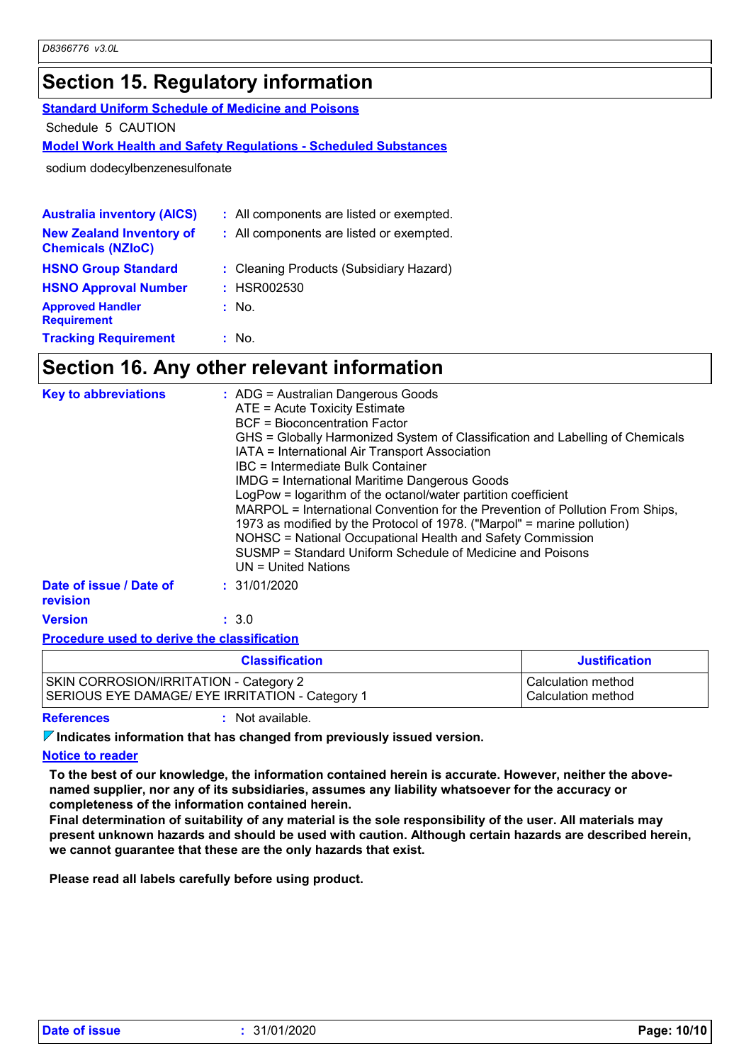# Section 15. Regulatory information

**Standard Uniform Schedule of Medicine and Poisons**

Schedule 5 CAUTION

**Model Work Health and Safety Regulations - Scheduled Substances**

sodium dodecylbenzenesulfonate

| | |
|---|---|
| **Australia inventory (AICS)** | : All components are listed or exempted. |
| **New Zealand Inventory of Chemicals (NZIoC)** | : All components are listed or exempted. |
| **HSNO Group Standard** | : Cleaning Products (Subsidiary Hazard) |
| **HSNO Approval Number** | : HSR002530 |
| **Approved Handler Requirement** | : No. |
| **Tracking Requirement** | : No. |

# Section 16. Any other relevant information

**Key to abbreviations** :
- ADG = Australian Dangerous Goods
- ATE = Acute Toxicity Estimate
- BCF = Bioconcentration Factor
- GHS = Globally Harmonized System of Classification and Labelling of Chemicals
- IATA = International Air Transport Association
- IBC = Intermediate Bulk Container
- IMDG = International Maritime Dangerous Goods
- LogPow = logarithm of the octanol/water partition coefficient
- MARPOL = International Convention for the Prevention of Pollution From Ships, 1973 as modified by the Protocol of 1978. ("Marpol" = marine pollution)
- NOHSC = National Occupational Health and Safety Commission
- SUSMP = Standard Uniform Schedule of Medicine and Poisons
- UN = United Nations

**Date of issue / Date of revision** : 31/01/2020

**Version** : 3.0

**Procedure used to derive the classification**

| Classification | Justification |
|---|---|
| SKIN CORROSION/IRRITATION - Category 2<br>SERIOUS EYE DAMAGE/ EYE IRRITATION - Category 1 | Calculation method<br>Calculation method |

**References** : Not available.

**Indicates information that has changed from previously issued version.**

**Notice to reader**

**To the best of our knowledge, the information contained herein is accurate. However, neither the above-named supplier, nor any of its subsidiaries, assumes any liability whatsoever for the accuracy or completeness of the information contained herein.**
**Final determination of suitability of any material is the sole responsibility of the user. All materials may present unknown hazards and should be used with caution. Although certain hazards are described herein, we cannot guarantee that these are the only hazards that exist.**

**Please read all labels carefully before using product.**